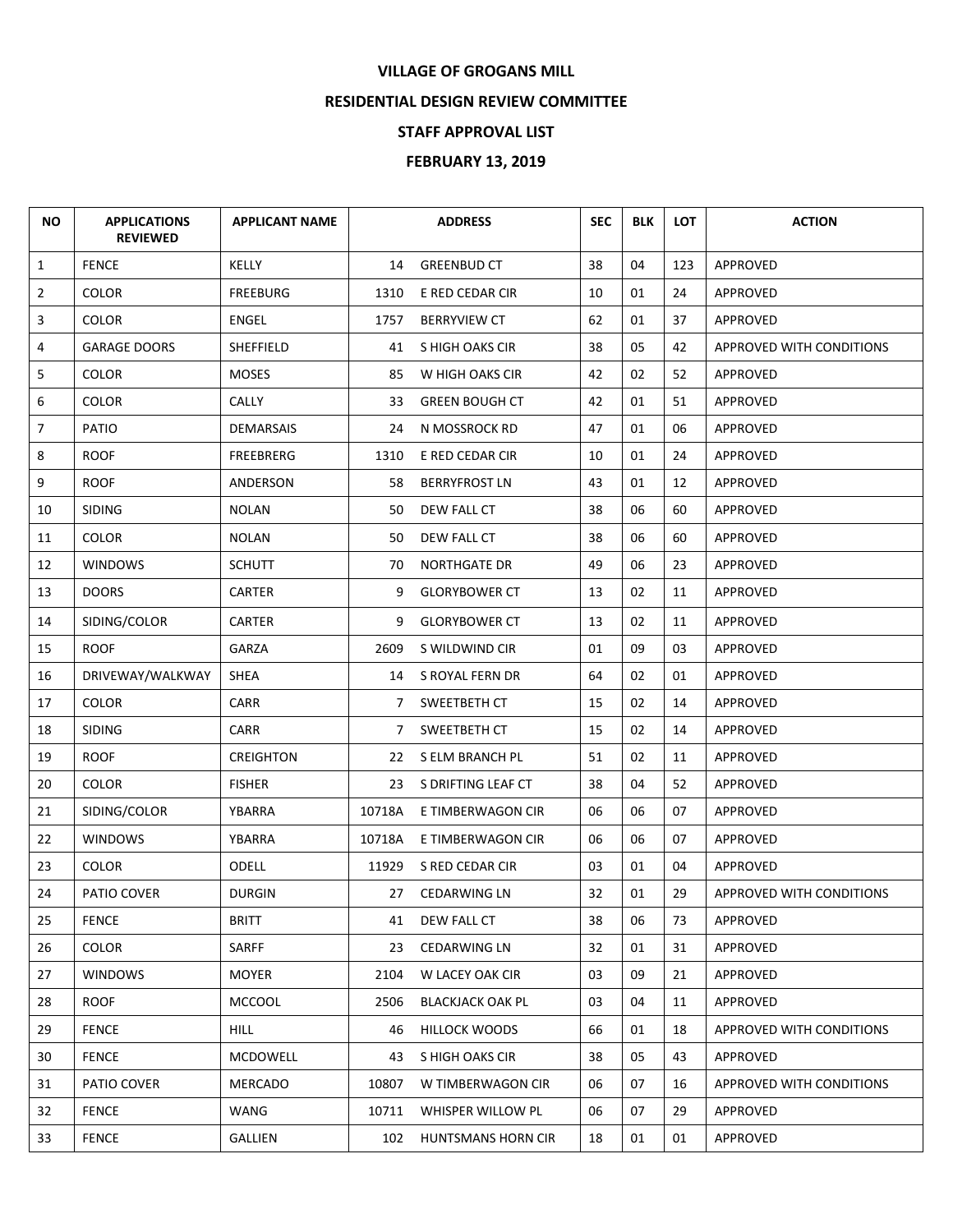# VILLAGE OF GROGANS MILL

## RESIDENTIAL DESIGN REVIEW COMMITTEE

## STAFF APPROVAL LIST

## FEBRUARY 13, 2019

| NO | APPLICATIONS REVIEWED | APPLICANT NAME | ADDRESS | | SEC | BLK | LOT | ACTION |
|---|---|---|---|---|---|---|---|---|
| 1 | FENCE | KELLY | 14 | GREENBUD CT | 38 | 04 | 123 | APPROVED |
| 2 | COLOR | FREEBURG | 1310 | E RED CEDAR CIR | 10 | 01 | 24 | APPROVED |
| 3 | COLOR | ENGEL | 1757 | BERRYVIEW CT | 62 | 01 | 37 | APPROVED |
| 4 | GARAGE DOORS | SHEFFIELD | 41 | S HIGH OAKS CIR | 38 | 05 | 42 | APPROVED WITH CONDITIONS |
| 5 | COLOR | MOSES | 85 | W HIGH OAKS CIR | 42 | 02 | 52 | APPROVED |
| 6 | COLOR | CALLY | 33 | GREEN BOUGH CT | 42 | 01 | 51 | APPROVED |
| 7 | PATIO | DEMARSAIS | 24 | N MOSSROCK RD | 47 | 01 | 06 | APPROVED |
| 8 | ROOF | FREEBRERG | 1310 | E RED CEDAR CIR | 10 | 01 | 24 | APPROVED |
| 9 | ROOF | ANDERSON | 58 | BERRYFROST LN | 43 | 01 | 12 | APPROVED |
| 10 | SIDING | NOLAN | 50 | DEW FALL CT | 38 | 06 | 60 | APPROVED |
| 11 | COLOR | NOLAN | 50 | DEW FALL CT | 38 | 06 | 60 | APPROVED |
| 12 | WINDOWS | SCHUTT | 70 | NORTHGATE DR | 49 | 06 | 23 | APPROVED |
| 13 | DOORS | CARTER | 9 | GLORYBOWER CT | 13 | 02 | 11 | APPROVED |
| 14 | SIDING/COLOR | CARTER | 9 | GLORYBOWER CT | 13 | 02 | 11 | APPROVED |
| 15 | ROOF | GARZA | 2609 | S WILDWIND CIR | 01 | 09 | 03 | APPROVED |
| 16 | DRIVEWAY/WALKWAY | SHEA | 14 | S ROYAL FERN DR | 64 | 02 | 01 | APPROVED |
| 17 | COLOR | CARR | 7 | SWEETBETH CT | 15 | 02 | 14 | APPROVED |
| 18 | SIDING | CARR | 7 | SWEETBETH CT | 15 | 02 | 14 | APPROVED |
| 19 | ROOF | CREIGHTON | 22 | S ELM BRANCH PL | 51 | 02 | 11 | APPROVED |
| 20 | COLOR | FISHER | 23 | S DRIFTING LEAF CT | 38 | 04 | 52 | APPROVED |
| 21 | SIDING/COLOR | YBARRA | 10718A | E TIMBERWAGON CIR | 06 | 06 | 07 | APPROVED |
| 22 | WINDOWS | YBARRA | 10718A | E TIMBERWAGON CIR | 06 | 06 | 07 | APPROVED |
| 23 | COLOR | ODELL | 11929 | S RED CEDAR CIR | 03 | 01 | 04 | APPROVED |
| 24 | PATIO COVER | DURGIN | 27 | CEDARWING LN | 32 | 01 | 29 | APPROVED WITH CONDITIONS |
| 25 | FENCE | BRITT | 41 | DEW FALL CT | 38 | 06 | 73 | APPROVED |
| 26 | COLOR | SARFF | 23 | CEDARWING LN | 32 | 01 | 31 | APPROVED |
| 27 | WINDOWS | MOYER | 2104 | W LACEY OAK CIR | 03 | 09 | 21 | APPROVED |
| 28 | ROOF | MCCOOL | 2506 | BLACKJACK OAK PL | 03 | 04 | 11 | APPROVED |
| 29 | FENCE | HILL | 46 | HILLOCK WOODS | 66 | 01 | 18 | APPROVED WITH CONDITIONS |
| 30 | FENCE | MCDOWELL | 43 | S HIGH OAKS CIR | 38 | 05 | 43 | APPROVED |
| 31 | PATIO COVER | MERCADO | 10807 | W TIMBERWAGON CIR | 06 | 07 | 16 | APPROVED WITH CONDITIONS |
| 32 | FENCE | WANG | 10711 | WHISPER WILLOW PL | 06 | 07 | 29 | APPROVED |
| 33 | FENCE | GALLIEN | 102 | HUNTSMANS HORN CIR | 18 | 01 | 01 | APPROVED |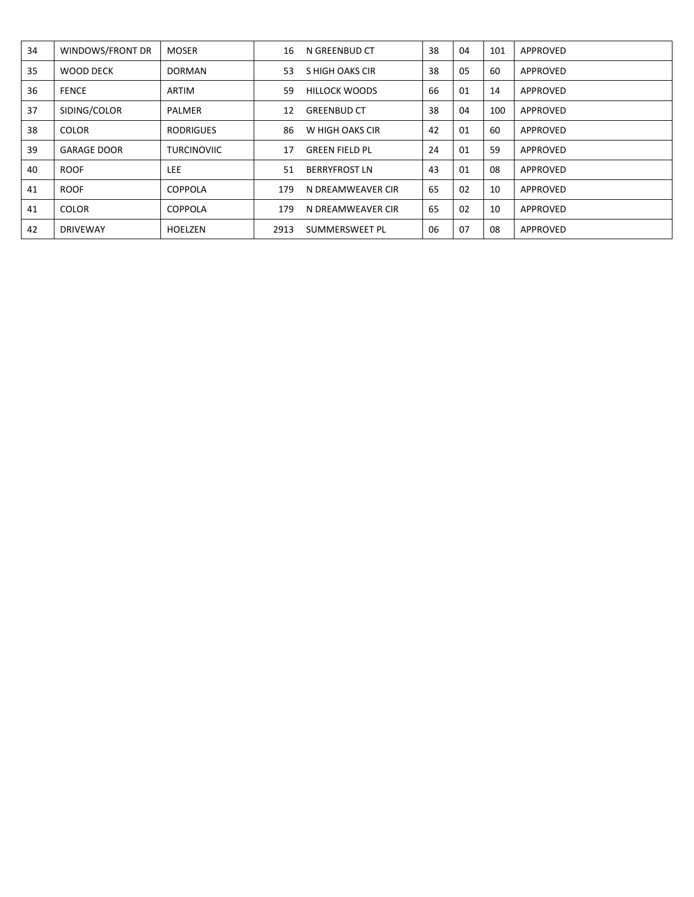| | | | | | | | | |
|---|---|---|---|---|---|---|---|---|
| 34 | WINDOWS/FRONT DR | MOSER | 16 | N GREENBUD CT | 38 | 04 | 101 | APPROVED |
| 35 | WOOD DECK | DORMAN | 53 | S HIGH OAKS CIR | 38 | 05 | 60 | APPROVED |
| 36 | FENCE | ARTIM | 59 | HILLOCK WOODS | 66 | 01 | 14 | APPROVED |
| 37 | SIDING/COLOR | PALMER | 12 | GREENBUD CT | 38 | 04 | 100 | APPROVED |
| 38 | COLOR | RODRIGUES | 86 | W HIGH OAKS CIR | 42 | 01 | 60 | APPROVED |
| 39 | GARAGE DOOR | TURCINOVIIC | 17 | GREEN FIELD PL | 24 | 01 | 59 | APPROVED |
| 40 | ROOF | LEE | 51 | BERRYFROST LN | 43 | 01 | 08 | APPROVED |
| 41 | ROOF | COPPOLA | 179 | N DREAMWEAVER CIR | 65 | 02 | 10 | APPROVED |
| 41 | COLOR | COPPOLA | 179 | N DREAMWEAVER CIR | 65 | 02 | 10 | APPROVED |
| 42 | DRIVEWAY | HOELZEN | 2913 | SUMMERSWEET PL | 06 | 07 | 08 | APPROVED |